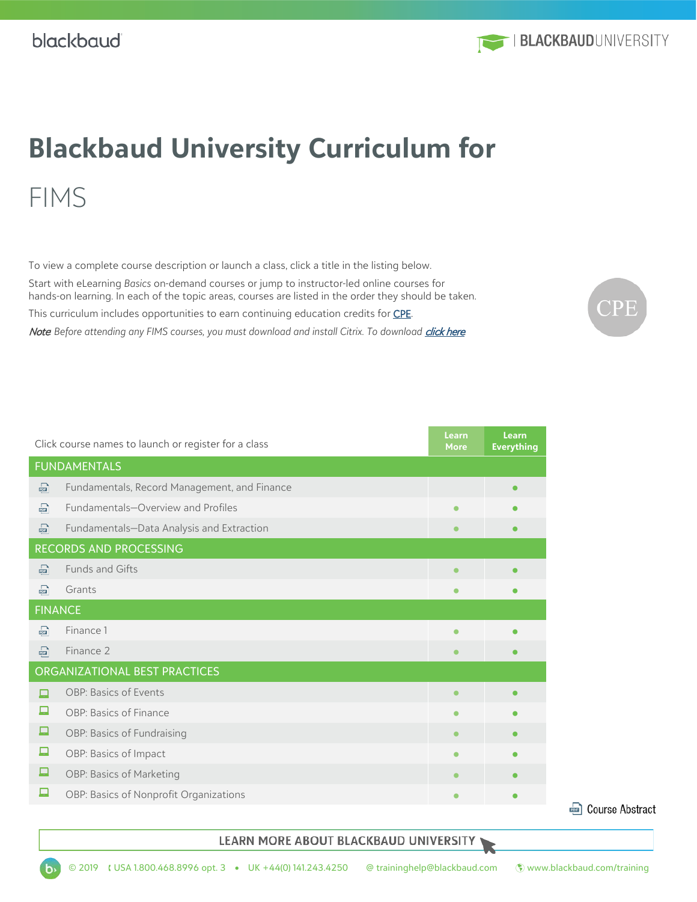# Blackbaud University Curriculum for

# FIMS

To view a complete course description or launch a class, click a title in the listing below.

Start with eLearning *Basics* on-demand courses or jump to instructor-led online courses for hands-on learning. In each of the topic areas, courses are listed in the order they should be taken.

This curriculum includes opportunities to earn continuing education credits for CPE.

*Note Before attending any FIMS courses, you must download and install Citrix. To download click here*

CPE

| Click course names to launch or register for a class | Learn More | Learn Everything |
|---|---|---|
| **FUNDAMENTALS** | | |
| Fundamentals, Record Management, and Finance | | ● |
| Fundamentals—Overview and Profiles | ● | ● |
| Fundamentals—Data Analysis and Extraction | ● | ● |
| **RECORDS AND PROCESSING** | | |
| Funds and Gifts | ● | ● |
| Grants | ● | ● |
| **FINANCE** | | |
| Finance 1 | ● | ● |
| Finance 2 | ● | ● |
| **ORGANIZATIONAL BEST PRACTICES** | | |
| OBP: Basics of Events | ● | ● |
| OBP: Basics of Finance | ● | ● |
| OBP: Basics of Fundraising | ● | ● |
| OBP: Basics of Impact | ● | ● |
| OBP: Basics of Marketing | ● | ● |
| OBP: Basics of Nonprofit Organizations | ● | ● |

Course Abstract

LEARN MORE ABOUT BLACKBAUD UNIVERSITY

© 2019 USA 1.800.468.8996 opt. 3 • UK +44(0) 141.243.4250 @ traininghelp@blackbaud.com www.blackbaud.com/training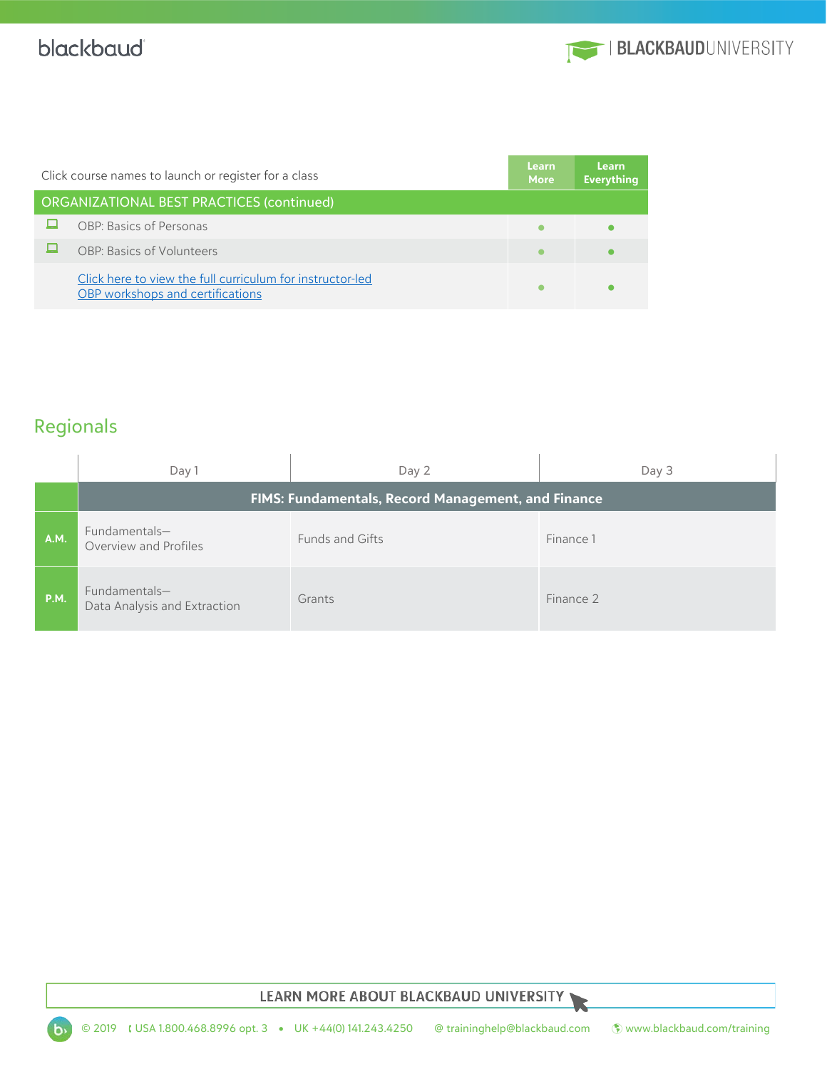| Click course names to launch or register for a class | Learn More | Learn Everything |
|---|---|---|
| ORGANIZATIONAL BEST PRACTICES (continued) | | |
| OBP: Basics of Personas | ● | ● |
| OBP: Basics of Volunteers | ● | ● |
| Click here to view the full curriculum for instructor-led OBP workshops and certifications | ● | ● |

## Regionals

| | Day 1 | Day 2 | Day 3 |
|---|---|---|---|
| | FIMS: Fundamentals, Record Management, and Finance | | |
| A.M. | Fundamentals—Overview and Profiles | Funds and Gifts | Finance 1 |
| P.M. | Fundamentals—Data Analysis and Extraction | Grants | Finance 2 |

LEARN MORE ABOUT BLACKBAUD UNIVERSITY

© 2019 USA 1.800.468.8996 opt. 3 • UK +44(0) 141.243.4250 @ traininghelp@blackbaud.com www.blackbaud.com/training